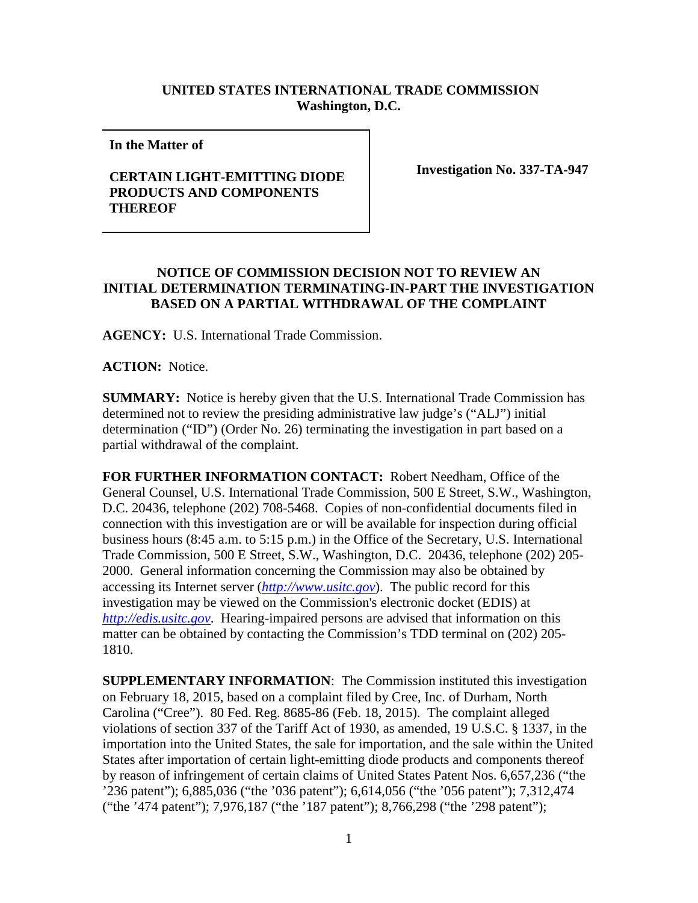**UNITED STATES INTERNATIONAL TRADE COMMISSION**
**Washington, D.C.**

| **In the Matter of**<br><br>**CERTAIN LIGHT-EMITTING DIODE PRODUCTS AND COMPONENTS THEREOF** | **Investigation No. 337-TA-947** |
|---|---|

**NOTICE OF COMMISSION DECISION NOT TO REVIEW AN INITIAL DETERMINATION TERMINATING-IN-PART THE INVESTIGATION BASED ON A PARTIAL WITHDRAWAL OF THE COMPLAINT**

**AGENCY:** U.S. International Trade Commission.

**ACTION:** Notice.

**SUMMARY:** Notice is hereby given that the U.S. International Trade Commission has determined not to review the presiding administrative law judge's ("ALJ") initial determination ("ID") (Order No. 26) terminating the investigation in part based on a partial withdrawal of the complaint.

**FOR FURTHER INFORMATION CONTACT:** Robert Needham, Office of the General Counsel, U.S. International Trade Commission, 500 E Street, S.W., Washington, D.C. 20436, telephone (202) 708-5468. Copies of non-confidential documents filed in connection with this investigation are or will be available for inspection during official business hours (8:45 a.m. to 5:15 p.m.) in the Office of the Secretary, U.S. International Trade Commission, 500 E Street, S.W., Washington, D.C. 20436, telephone (202) 205-2000. General information concerning the Commission may also be obtained by accessing its Internet server (*http://www.usitc.gov*). The public record for this investigation may be viewed on the Commission's electronic docket (EDIS) at *http://edis.usitc.gov*. Hearing-impaired persons are advised that information on this matter can be obtained by contacting the Commission's TDD terminal on (202) 205-1810.

**SUPPLEMENTARY INFORMATION**: The Commission instituted this investigation on February 18, 2015, based on a complaint filed by Cree, Inc. of Durham, North Carolina ("Cree"). 80 Fed. Reg. 8685-86 (Feb. 18, 2015). The complaint alleged violations of section 337 of the Tariff Act of 1930, as amended, 19 U.S.C. § 1337, in the importation into the United States, the sale for importation, and the sale within the United States after importation of certain light-emitting diode products and components thereof by reason of infringement of certain claims of United States Patent Nos. 6,657,236 ("the '236 patent"); 6,885,036 ("the '036 patent"); 6,614,056 ("the '056 patent"); 7,312,474 ("the '474 patent"); 7,976,187 ("the '187 patent"); 8,766,298 ("the '298 patent");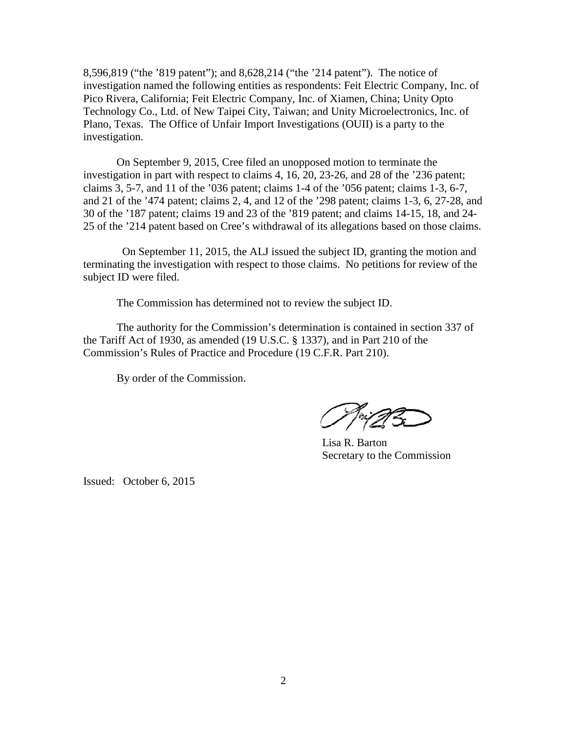8,596,819 ("the '819 patent"); and 8,628,214 ("the '214 patent"). The notice of investigation named the following entities as respondents: Feit Electric Company, Inc. of Pico Rivera, California; Feit Electric Company, Inc. of Xiamen, China; Unity Opto Technology Co., Ltd. of New Taipei City, Taiwan; and Unity Microelectronics, Inc. of Plano, Texas. The Office of Unfair Import Investigations (OUII) is a party to the investigation.

On September 9, 2015, Cree filed an unopposed motion to terminate the investigation in part with respect to claims 4, 16, 20, 23-26, and 28 of the '236 patent; claims 3, 5-7, and 11 of the '036 patent; claims 1-4 of the '056 patent; claims 1-3, 6-7, and 21 of the '474 patent; claims 2, 4, and 12 of the '298 patent; claims 1-3, 6, 27-28, and 30 of the '187 patent; claims 19 and 23 of the '819 patent; and claims 14-15, 18, and 24-25 of the '214 patent based on Cree's withdrawal of its allegations based on those claims.

On September 11, 2015, the ALJ issued the subject ID, granting the motion and terminating the investigation with respect to those claims. No petitions for review of the subject ID were filed.

The Commission has determined not to review the subject ID.

The authority for the Commission's determination is contained in section 337 of the Tariff Act of 1930, as amended (19 U.S.C. § 1337), and in Part 210 of the Commission's Rules of Practice and Procedure (19 C.F.R. Part 210).

By order of the Commission.

Lisa R. Barton
Secretary to the Commission

Issued: October 6, 2015